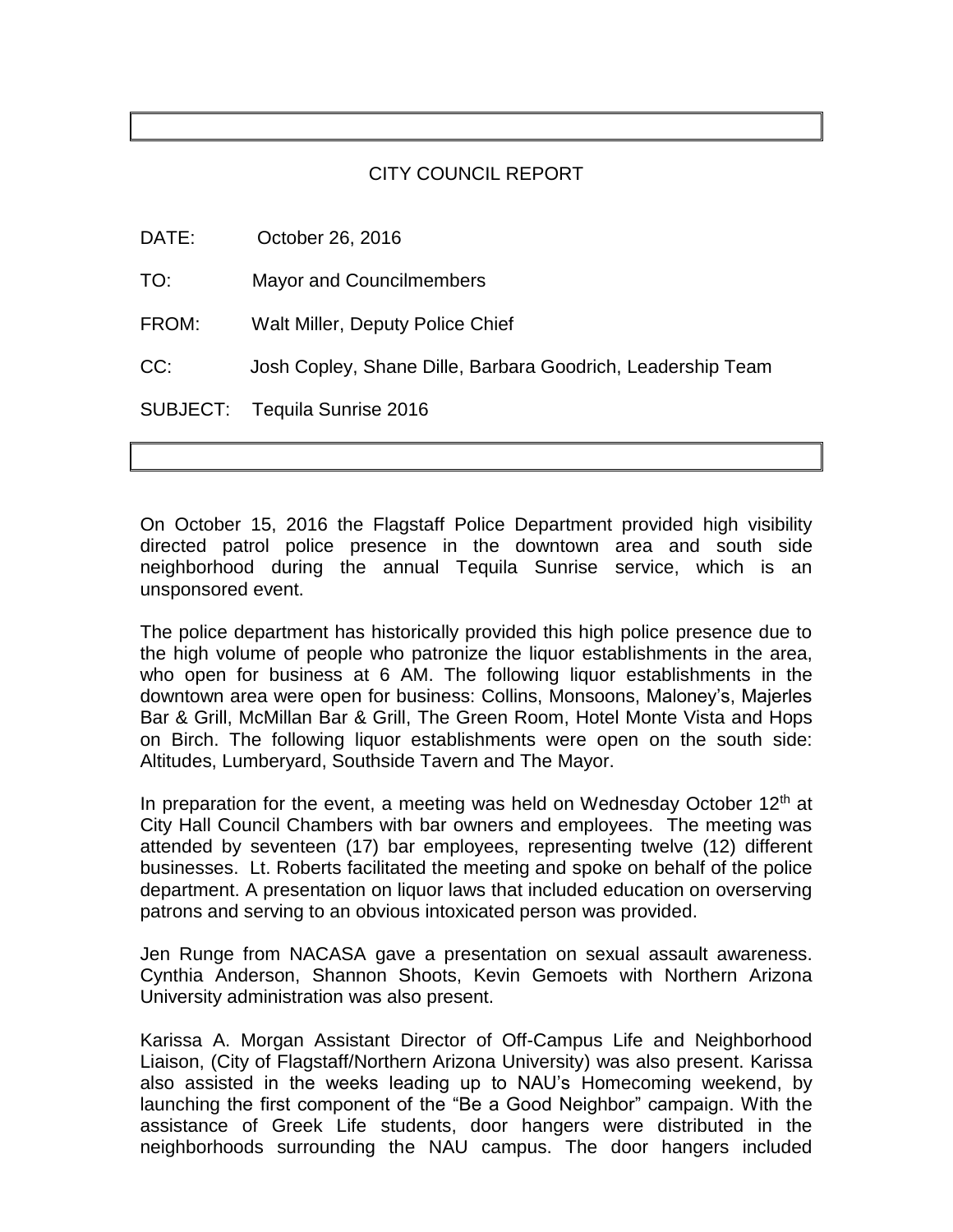# CITY COUNCIL REPORT

DATE: October 26, 2016

TO: Mayor and Councilmembers

FROM: Walt Miller, Deputy Police Chief

CC: Josh Copley, Shane Dille, Barbara Goodrich, Leadership Team

SUBJECT: Tequila Sunrise 2016

On October 15, 2016 the Flagstaff Police Department provided high visibility directed patrol police presence in the downtown area and south side neighborhood during the annual Tequila Sunrise service, which is an unsponsored event.

The police department has historically provided this high police presence due to the high volume of people who patronize the liquor establishments in the area, who open for business at 6 AM. The following liquor establishments in the downtown area were open for business: Collins, Monsoons, Maloney's, Majerles Bar & Grill, McMillan Bar & Grill, The Green Room, Hotel Monte Vista and Hops on Birch. The following liquor establishments were open on the south side: Altitudes, Lumberyard, Southside Tavern and The Mayor.

In preparation for the event, a meeting was held on Wednesday October 12th at City Hall Council Chambers with bar owners and employees. The meeting was attended by seventeen (17) bar employees, representing twelve (12) different businesses. Lt. Roberts facilitated the meeting and spoke on behalf of the police department. A presentation on liquor laws that included education on overserving patrons and serving to an obvious intoxicated person was provided.

Jen Runge from NACASA gave a presentation on sexual assault awareness. Cynthia Anderson, Shannon Shoots, Kevin Gemoets with Northern Arizona University administration was also present.

Karissa A. Morgan Assistant Director of Off-Campus Life and Neighborhood Liaison, (City of Flagstaff/Northern Arizona University) was also present. Karissa also assisted in the weeks leading up to NAU's Homecoming weekend, by launching the first component of the "Be a Good Neighbor" campaign. With the assistance of Greek Life students, door hangers were distributed in the neighborhoods surrounding the NAU campus. The door hangers included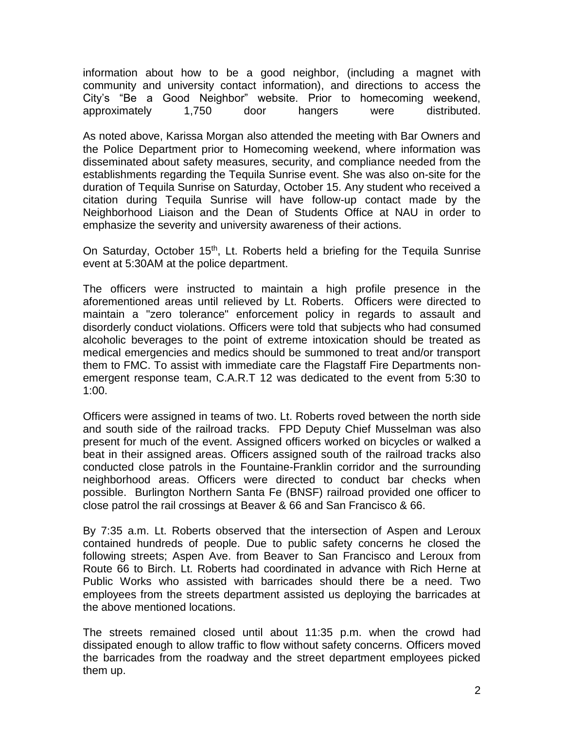information about how to be a good neighbor, (including a magnet with community and university contact information), and directions to access the City's "Be a Good Neighbor" website. Prior to homecoming weekend, approximately 1,750 door hangers were distributed.

As noted above, Karissa Morgan also attended the meeting with Bar Owners and the Police Department prior to Homecoming weekend, where information was disseminated about safety measures, security, and compliance needed from the establishments regarding the Tequila Sunrise event. She was also on-site for the duration of Tequila Sunrise on Saturday, October 15. Any student who received a citation during Tequila Sunrise will have follow-up contact made by the Neighborhood Liaison and the Dean of Students Office at NAU in order to emphasize the severity and university awareness of their actions.

On Saturday, October 15th, Lt. Roberts held a briefing for the Tequila Sunrise event at 5:30AM at the police department.

The officers were instructed to maintain a high profile presence in the aforementioned areas until relieved by Lt. Roberts. Officers were directed to maintain a "zero tolerance" enforcement policy in regards to assault and disorderly conduct violations. Officers were told that subjects who had consumed alcoholic beverages to the point of extreme intoxication should be treated as medical emergencies and medics should be summoned to treat and/or transport them to FMC. To assist with immediate care the Flagstaff Fire Departments non-emergent response team, C.A.R.T 12 was dedicated to the event from 5:30 to 1:00.

Officers were assigned in teams of two. Lt. Roberts roved between the north side and south side of the railroad tracks. FPD Deputy Chief Musselman was also present for much of the event. Assigned officers worked on bicycles or walked a beat in their assigned areas. Officers assigned south of the railroad tracks also conducted close patrols in the Fountaine-Franklin corridor and the surrounding neighborhood areas. Officers were directed to conduct bar checks when possible. Burlington Northern Santa Fe (BNSF) railroad provided one officer to close patrol the rail crossings at Beaver & 66 and San Francisco & 66.

By 7:35 a.m. Lt. Roberts observed that the intersection of Aspen and Leroux contained hundreds of people. Due to public safety concerns he closed the following streets; Aspen Ave. from Beaver to San Francisco and Leroux from Route 66 to Birch. Lt. Roberts had coordinated in advance with Rich Herne at Public Works who assisted with barricades should there be a need. Two employees from the streets department assisted us deploying the barricades at the above mentioned locations.

The streets remained closed until about 11:35 p.m. when the crowd had dissipated enough to allow traffic to flow without safety concerns. Officers moved the barricades from the roadway and the street department employees picked them up.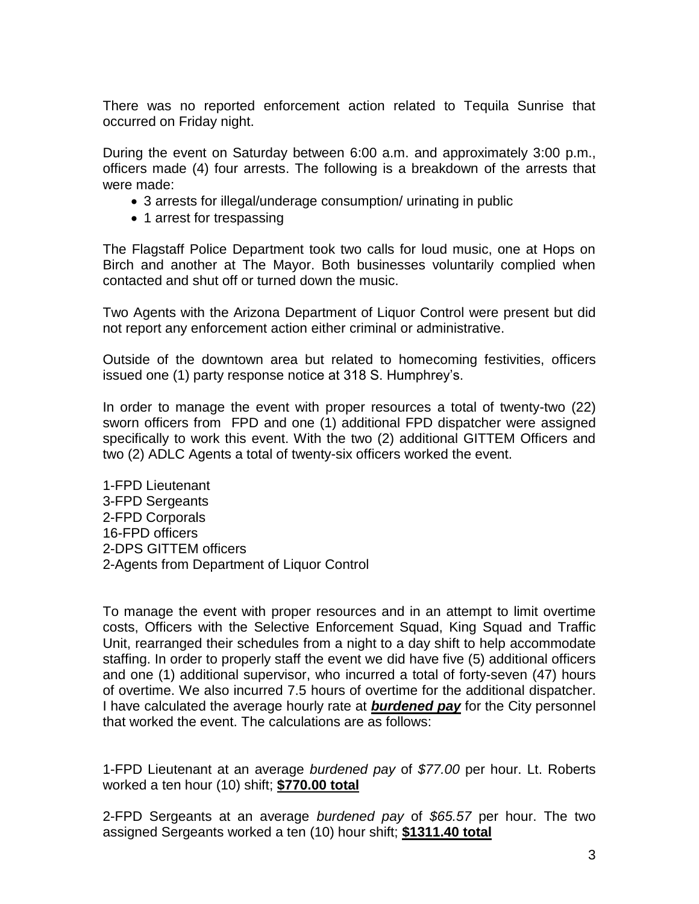There was no reported enforcement action related to Tequila Sunrise that occurred on Friday night.

During the event on Saturday between 6:00 a.m. and approximately 3:00 p.m., officers made (4) four arrests. The following is a breakdown of the arrests that were made:

- 3 arrests for illegal/underage consumption/ urinating in public
- 1 arrest for trespassing

The Flagstaff Police Department took two calls for loud music, one at Hops on Birch and another at The Mayor. Both businesses voluntarily complied when contacted and shut off or turned down the music.

Two Agents with the Arizona Department of Liquor Control were present but did not report any enforcement action either criminal or administrative.

Outside of the downtown area but related to homecoming festivities, officers issued one (1) party response notice at 318 S. Humphrey's.

In order to manage the event with proper resources a total of twenty-two (22) sworn officers from FPD and one (1) additional FPD dispatcher were assigned specifically to work this event. With the two (2) additional GITTEM Officers and two (2) ADLC Agents a total of twenty-six officers worked the event.

1-FPD Lieutenant
3-FPD Sergeants
2-FPD Corporals
16-FPD officers
2-DPS GITTEM officers
2-Agents from Department of Liquor Control

To manage the event with proper resources and in an attempt to limit overtime costs, Officers with the Selective Enforcement Squad, King Squad and Traffic Unit, rearranged their schedules from a night to a day shift to help accommodate staffing. In order to properly staff the event we did have five (5) additional officers and one (1) additional supervisor, who incurred a total of forty-seven (47) hours of overtime. We also incurred 7.5 hours of overtime for the additional dispatcher. I have calculated the average hourly rate at ***burdened pay*** for the City personnel that worked the event. The calculations are as follows:

1-FPD Lieutenant at an average *burdened pay* of *$77.00* per hour. Lt. Roberts worked a ten hour (10) shift; **$770.00 total**

2-FPD Sergeants at an average *burdened pay* of *$65.57* per hour. The two assigned Sergeants worked a ten (10) hour shift; **$1311.40 total**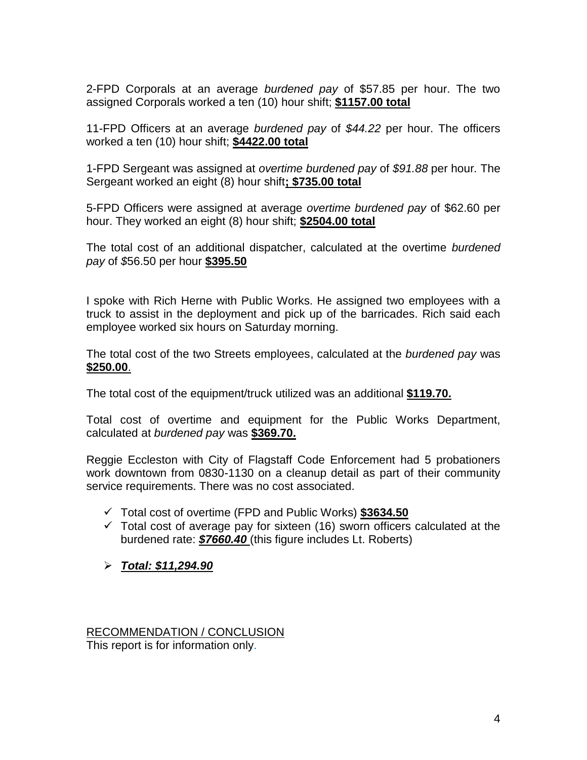2-FPD Corporals at an average *burdened pay* of $57.85 per hour. The two assigned Corporals worked a ten (10) hour shift; **$1157.00 total**

11-FPD Officers at an average *burdened pay* of *$44.22* per hour. The officers worked a ten (10) hour shift; **$4422.00 total**

1-FPD Sergeant was assigned at *overtime burdened pay* of *$91.88* per hour. The Sergeant worked an eight (8) hour shift**; $735.00 total**

5-FPD Officers were assigned at average *overtime burdened pay* of $62.60 per hour. They worked an eight (8) hour shift; **$2504.00 total**

The total cost of an additional dispatcher, calculated at the overtime *burdened pay* of *$*56.50 per hour **$395.50**

I spoke with Rich Herne with Public Works. He assigned two employees with a truck to assist in the deployment and pick up of the barricades. Rich said each employee worked six hours on Saturday morning.

The total cost of the two Streets employees, calculated at the *burdened pay* was **$250.00**.

The total cost of the equipment/truck utilized was an additional **$119.70.**

Total cost of overtime and equipment for the Public Works Department, calculated at *burdened pay* was **$369.70.**

Reggie Eccleston with City of Flagstaff Code Enforcement had 5 probationers work downtown from 0830-1130 on a cleanup detail as part of their community service requirements. There was no cost associated.

- ✓ Total cost of overtime (FPD and Public Works) **$3634.50**
- ✓ Total cost of average pay for sixteen (16) sworn officers calculated at the burdened rate: ***$7660.40*** (this figure includes Lt. Roberts)

- ➢ ***Total: $11,294.90***

RECOMMENDATION / CONCLUSION

This report is for information only.